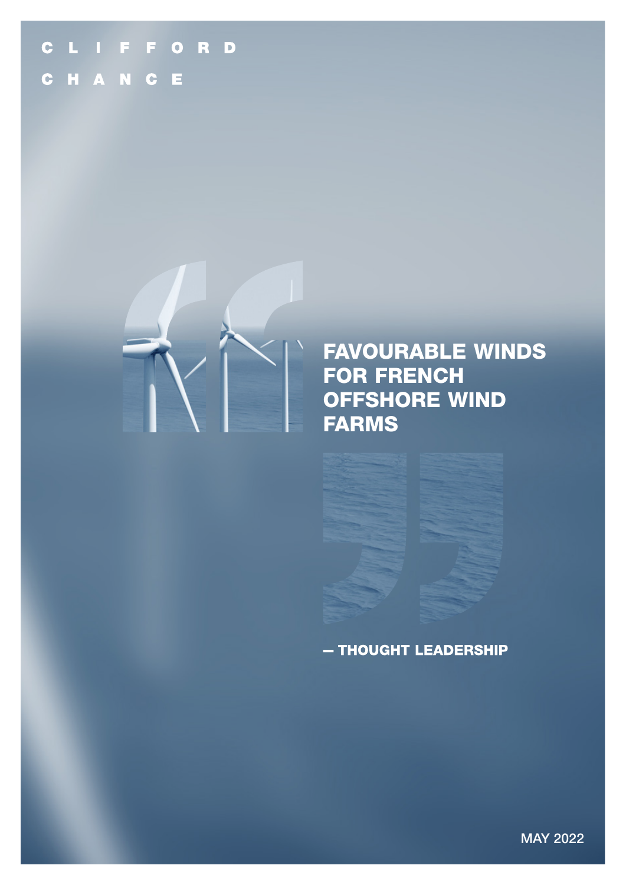CLIFFORD

CHANCE

# FAVOURABLE WINDS FOR FRENCH OFFSHORE WIND FARMS

— THOUGHT LEADERSHIP

MAY 2022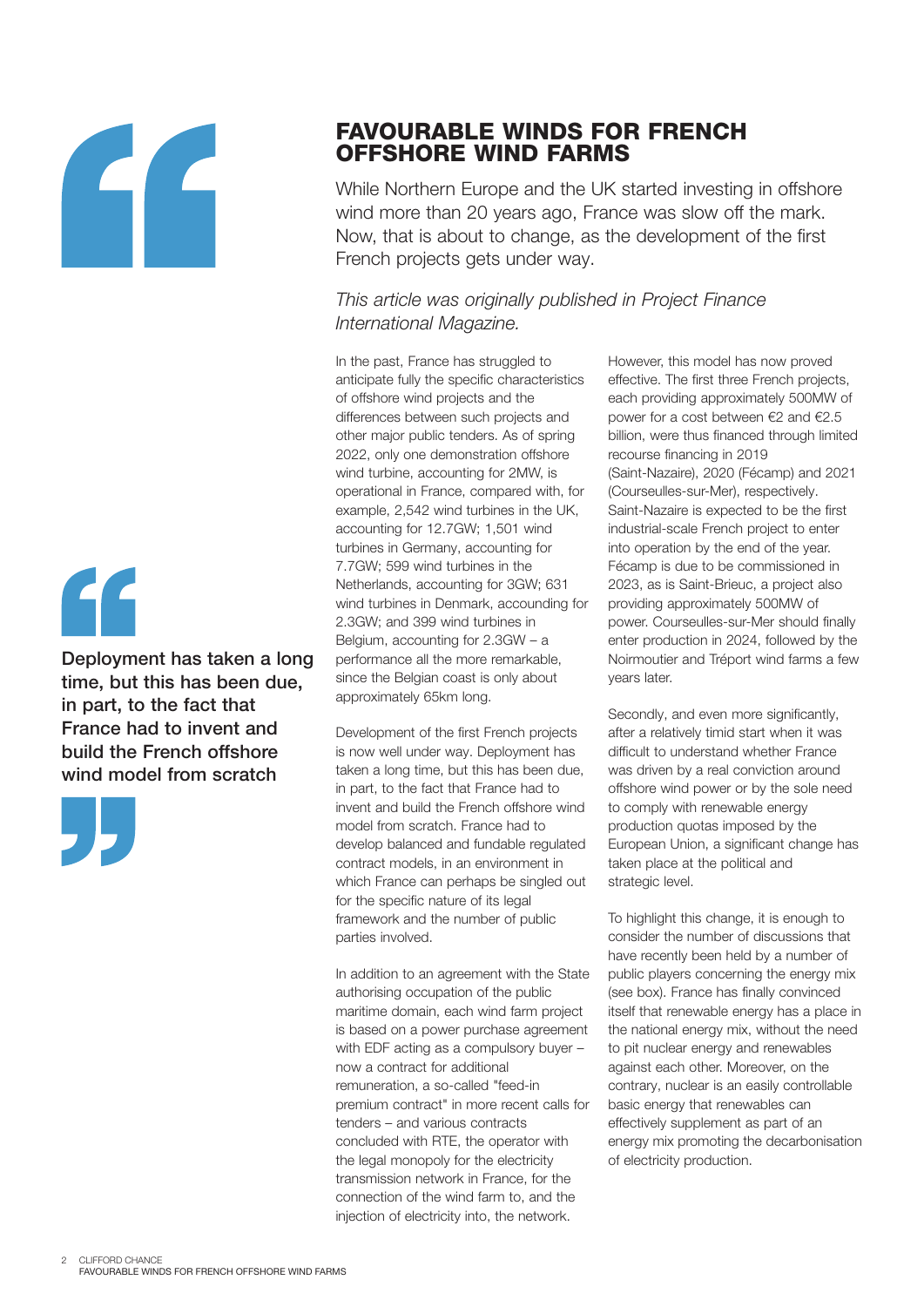# FAVOURABLE WINDS FOR FRENCH OFFSHORE WIND FARMS

While Northern Europe and the UK started investing in offshore wind more than 20 years ago, France was slow off the mark. Now, that is about to change, as the development of the first French projects gets under way.

*This article was originally published in Project Finance International Magazine.*

> **Deployment has taken a long time, but this has been due, in part, to the fact that France had to invent and build the French offshore wind model from scratch**

In the past, France has struggled to anticipate fully the specific characteristics of offshore wind projects and the differences between such projects and other major public tenders. As of spring 2022, only one demonstration offshore wind turbine, accounting for 2MW, is operational in France, compared with, for example, 2,542 wind turbines in the UK, accounting for 12.7GW; 1,501 wind turbines in Germany, accounting for 7.7GW; 599 wind turbines in the Netherlands, accounting for 3GW; 631 wind turbines in Denmark, accounding for 2.3GW; and 399 wind turbines in Belgium, accounting for 2.3GW – a performance all the more remarkable, since the Belgian coast is only about approximately 65km long.

Development of the first French projects is now well under way. Deployment has taken a long time, but this has been due, in part, to the fact that France had to invent and build the French offshore wind model from scratch. France had to develop balanced and fundable regulated contract models, in an environment in which France can perhaps be singled out for the specific nature of its legal framework and the number of public parties involved.

In addition to an agreement with the State authorising occupation of the public maritime domain, each wind farm project is based on a power purchase agreement with EDF acting as a compulsory buyer – now a contract for additional remuneration, a so-called "feed-in premium contract" in more recent calls for tenders – and various contracts concluded with RTE, the operator with the legal monopoly for the electricity transmission network in France, for the connection of the wind farm to, and the injection of electricity into, the network.

However, this model has now proved effective. The first three French projects, each providing approximately 500MW of power for a cost between €2 and €2.5 billion, were thus financed through limited recourse financing in 2019 (Saint-Nazaire), 2020 (Fécamp) and 2021 (Courseulles-sur-Mer), respectively. Saint-Nazaire is expected to be the first industrial-scale French project to enter into operation by the end of the year. Fécamp is due to be commissioned in 2023, as is Saint-Brieuc, a project also providing approximately 500MW of power. Courseulles-sur-Mer should finally enter production in 2024, followed by the Noirmoutier and Tréport wind farms a few years later.

Secondly, and even more significantly, after a relatively timid start when it was difficult to understand whether France was driven by a real conviction around offshore wind power or by the sole need to comply with renewable energy production quotas imposed by the European Union, a significant change has taken place at the political and strategic level.

To highlight this change, it is enough to consider the number of discussions that have recently been held by a number of public players concerning the energy mix (see box). France has finally convinced itself that renewable energy has a place in the national energy mix, without the need to pit nuclear energy and renewables against each other. Moreover, on the contrary, nuclear is an easily controllable basic energy that renewables can effectively supplement as part of an energy mix promoting the decarbonisation of electricity production.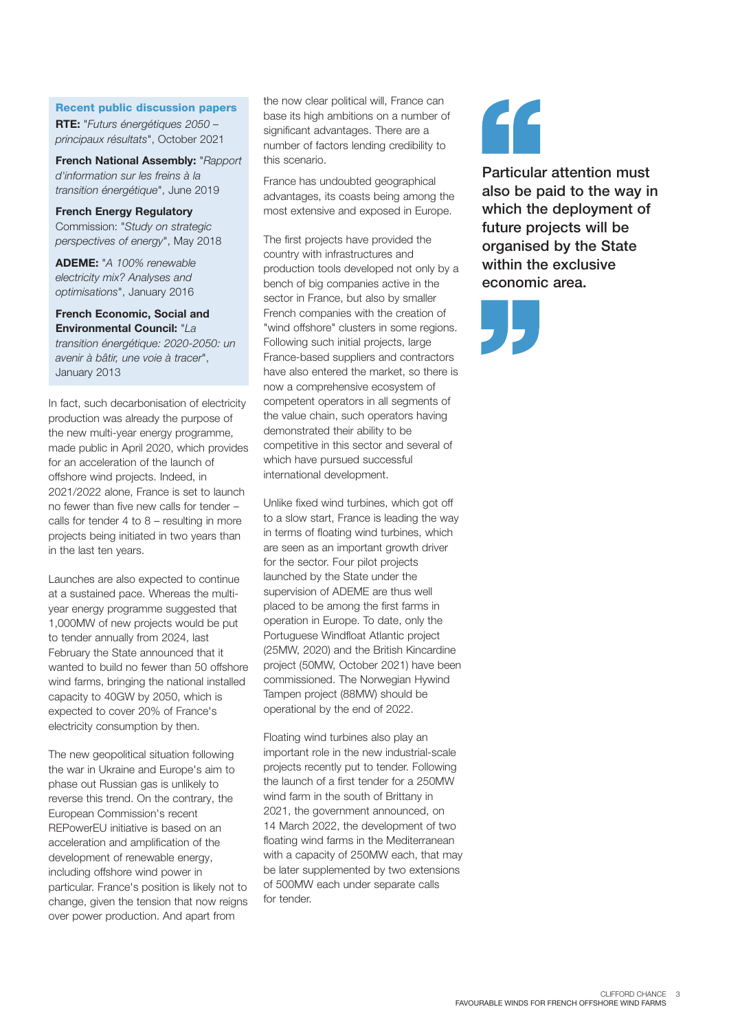### Recent public discussion papers

**RTE:** "*Futurs énergétiques 2050 – principaux résultats*", October 2021

**French National Assembly:** "*Rapport d'information sur les freins à la transition énergétique*", June 2019

**French Energy Regulatory** Commission: "*Study on strategic perspectives of energy*", May 2018

**ADEME:** "*A 100% renewable electricity mix? Analyses and optimisations*", January 2016

**French Economic, Social and Environmental Council:** "*La transition énergétique: 2020-2050: un avenir à bâtir, une voie à tracer*", January 2013

In fact, such decarbonisation of electricity production was already the purpose of the new multi-year energy programme, made public in April 2020, which provides for an acceleration of the launch of offshore wind projects. Indeed, in 2021/2022 alone, France is set to launch no fewer than five new calls for tender – calls for tender 4 to 8 – resulting in more projects being initiated in two years than in the last ten years.

Launches are also expected to continue at a sustained pace. Whereas the multi-year energy programme suggested that 1,000MW of new projects would be put to tender annually from 2024, last February the State announced that it wanted to build no fewer than 50 offshore wind farms, bringing the national installed capacity to 40GW by 2050, which is expected to cover 20% of France's electricity consumption by then.

The new geopolitical situation following the war in Ukraine and Europe's aim to phase out Russian gas is unlikely to reverse this trend. On the contrary, the European Commission's recent REPowerEU initiative is based on an acceleration and amplification of the development of renewable energy, including offshore wind power in particular. France's position is likely not to change, given the tension that now reigns over power production. And apart from the now clear political will, France can base its high ambitions on a number of significant advantages. There are a number of factors lending credibility to this scenario.

France has undoubted geographical advantages, its coasts being among the most extensive and exposed in Europe.

The first projects have provided the country with infrastructures and production tools developed not only by a bench of big companies active in the sector in France, but also by smaller French companies with the creation of "wind offshore" clusters in some regions. Following such initial projects, large France-based suppliers and contractors have also entered the market, so there is now a comprehensive ecosystem of competent operators in all segments of the value chain, such operators having demonstrated their ability to be competitive in this sector and several of which have pursued successful international development.

Unlike fixed wind turbines, which got off to a slow start, France is leading the way in terms of floating wind turbines, which are seen as an important growth driver for the sector. Four pilot projects launched by the State under the supervision of ADEME are thus well placed to be among the first farms in operation in Europe. To date, only the Portuguese Windfloat Atlantic project (25MW, 2020) and the British Kincardine project (50MW, October 2021) have been commissioned. The Norwegian Hywind Tampen project (88MW) should be operational by the end of 2022.

Floating wind turbines also play an important role in the new industrial-scale projects recently put to tender. Following the launch of a first tender for a 250MW wind farm in the south of Brittany in 2021, the government announced, on 14 March 2022, the development of two floating wind farms in the Mediterranean with a capacity of 250MW each, that may be later supplemented by two extensions of 500MW each under separate calls for tender.

> **Particular attention must also be paid to the way in which the deployment of future projects will be organised by the State within the exclusive economic area.**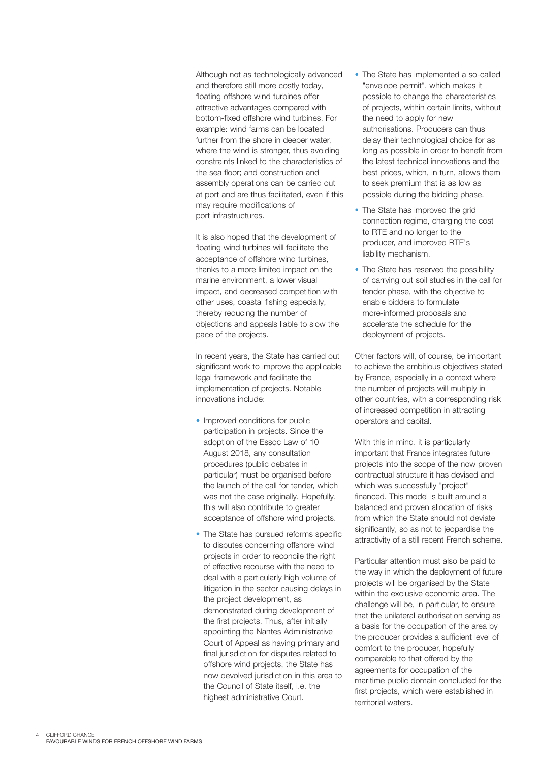Although not as technologically advanced and therefore still more costly today, floating offshore wind turbines offer attractive advantages compared with bottom-fixed offshore wind turbines. For example: wind farms can be located further from the shore in deeper water, where the wind is stronger, thus avoiding constraints linked to the characteristics of the sea floor; and construction and assembly operations can be carried out at port and are thus facilitated, even if this may require modifications of port infrastructures.

It is also hoped that the development of floating wind turbines will facilitate the acceptance of offshore wind turbines, thanks to a more limited impact on the marine environment, a lower visual impact, and decreased competition with other uses, coastal fishing especially, thereby reducing the number of objections and appeals liable to slow the pace of the projects.

In recent years, the State has carried out significant work to improve the applicable legal framework and facilitate the implementation of projects. Notable innovations include:

- Improved conditions for public participation in projects. Since the adoption of the Essoc Law of 10 August 2018, any consultation procedures (public debates in particular) must be organised before the launch of the call for tender, which was not the case originally. Hopefully, this will also contribute to greater acceptance of offshore wind projects.
- The State has pursued reforms specific to disputes concerning offshore wind projects in order to reconcile the right of effective recourse with the need to deal with a particularly high volume of litigation in the sector causing delays in the project development, as demonstrated during development of the first projects. Thus, after initially appointing the Nantes Administrative Court of Appeal as having primary and final jurisdiction for disputes related to offshore wind projects, the State has now devolved jurisdiction in this area to the Council of State itself, i.e. the highest administrative Court.
- The State has implemented a so-called "envelope permit", which makes it possible to change the characteristics of projects, within certain limits, without the need to apply for new authorisations. Producers can thus delay their technological choice for as long as possible in order to benefit from the latest technical innovations and the best prices, which, in turn, allows them to seek premium that is as low as possible during the bidding phase.
- The State has improved the grid connection regime, charging the cost to RTE and no longer to the producer, and improved RTE's liability mechanism.
- The State has reserved the possibility of carrying out soil studies in the call for tender phase, with the objective to enable bidders to formulate more-informed proposals and accelerate the schedule for the deployment of projects.

Other factors will, of course, be important to achieve the ambitious objectives stated by France, especially in a context where the number of projects will multiply in other countries, with a corresponding risk of increased competition in attracting operators and capital.

With this in mind, it is particularly important that France integrates future projects into the scope of the now proven contractual structure it has devised and which was successfully "project" financed. This model is built around a balanced and proven allocation of risks from which the State should not deviate significantly, so as not to jeopardise the attractivity of a still recent French scheme.

Particular attention must also be paid to the way in which the deployment of future projects will be organised by the State within the exclusive economic area. The challenge will be, in particular, to ensure that the unilateral authorisation serving as a basis for the occupation of the area by the producer provides a sufficient level of comfort to the producer, hopefully comparable to that offered by the agreements for occupation of the maritime public domain concluded for the first projects, which were established in territorial waters.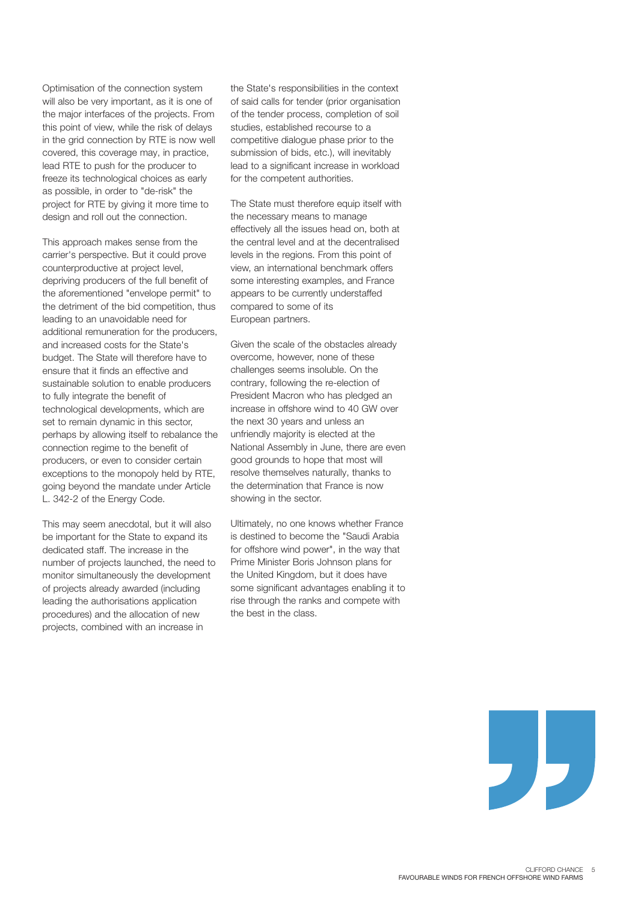Optimisation of the connection system will also be very important, as it is one of the major interfaces of the projects. From this point of view, while the risk of delays in the grid connection by RTE is now well covered, this coverage may, in practice, lead RTE to push for the producer to freeze its technological choices as early as possible, in order to "de-risk" the project for RTE by giving it more time to design and roll out the connection.

This approach makes sense from the carrier's perspective. But it could prove counterproductive at project level, depriving producers of the full benefit of the aforementioned "envelope permit" to the detriment of the bid competition, thus leading to an unavoidable need for additional remuneration for the producers, and increased costs for the State's budget. The State will therefore have to ensure that it finds an effective and sustainable solution to enable producers to fully integrate the benefit of technological developments, which are set to remain dynamic in this sector, perhaps by allowing itself to rebalance the connection regime to the benefit of producers, or even to consider certain exceptions to the monopoly held by RTE, going beyond the mandate under Article L. 342-2 of the Energy Code.

This may seem anecdotal, but it will also be important for the State to expand its dedicated staff. The increase in the number of projects launched, the need to monitor simultaneously the development of projects already awarded (including leading the authorisations application procedures) and the allocation of new projects, combined with an increase in the State's responsibilities in the context of said calls for tender (prior organisation of the tender process, completion of soil studies, established recourse to a competitive dialogue phase prior to the submission of bids, etc.), will inevitably lead to a significant increase in workload for the competent authorities.

The State must therefore equip itself with the necessary means to manage effectively all the issues head on, both at the central level and at the decentralised levels in the regions. From this point of view, an international benchmark offers some interesting examples, and France appears to be currently understaffed compared to some of its European partners.

Given the scale of the obstacles already overcome, however, none of these challenges seems insoluble. On the contrary, following the re-election of President Macron who has pledged an increase in offshore wind to 40 GW over the next 30 years and unless an unfriendly majority is elected at the National Assembly in June, there are even good grounds to hope that most will resolve themselves naturally, thanks to the determination that France is now showing in the sector.

Ultimately, no one knows whether France is destined to become the "Saudi Arabia for offshore wind power", in the way that Prime Minister Boris Johnson plans for the United Kingdom, but it does have some significant advantages enabling it to rise through the ranks and compete with the best in the class.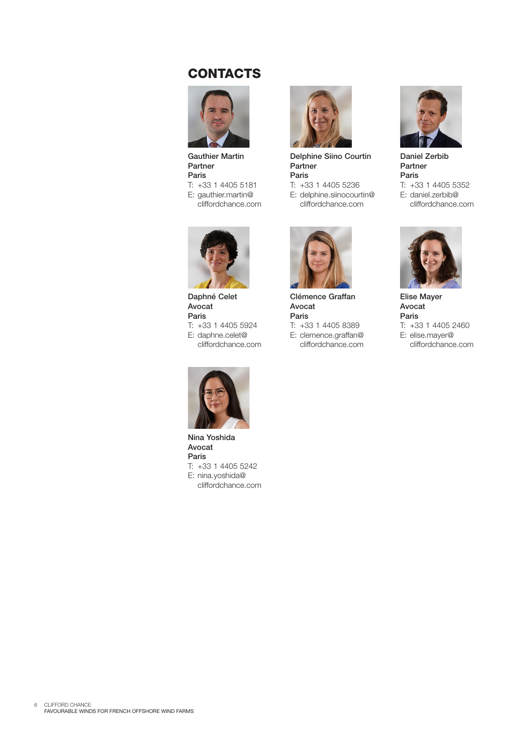## CONTACTS

**Gauthier Martin**
**Partner**
**Paris**
T: +33 1 4405 5181
E: gauthier.martin@cliffordchance.com

**Delphine Siino Courtin**
**Partner**
**Paris**
T: +33 1 4405 5236
E: delphine.siinocourtin@cliffordchance.com

**Daniel Zerbib**
**Partner**
**Paris**
T: +33 1 4405 5352
E: daniel.zerbib@cliffordchance.com

**Daphné Celet**
**Avocat**
**Paris**
T: +33 1 4405 5924
E: daphne.celet@cliffordchance.com

**Clémence Graffan**
**Avocat**
**Paris**
T: +33 1 4405 8389
E: clemence.graffan@cliffordchance.com

**Elise Mayer**
**Avocat**
**Paris**
T: +33 1 4405 2460
E: elise.mayer@cliffordchance.com

**Nina Yoshida**
**Avocat**
**Paris**
T: +33 1 4405 5242
E: nina.yoshida@cliffordchance.com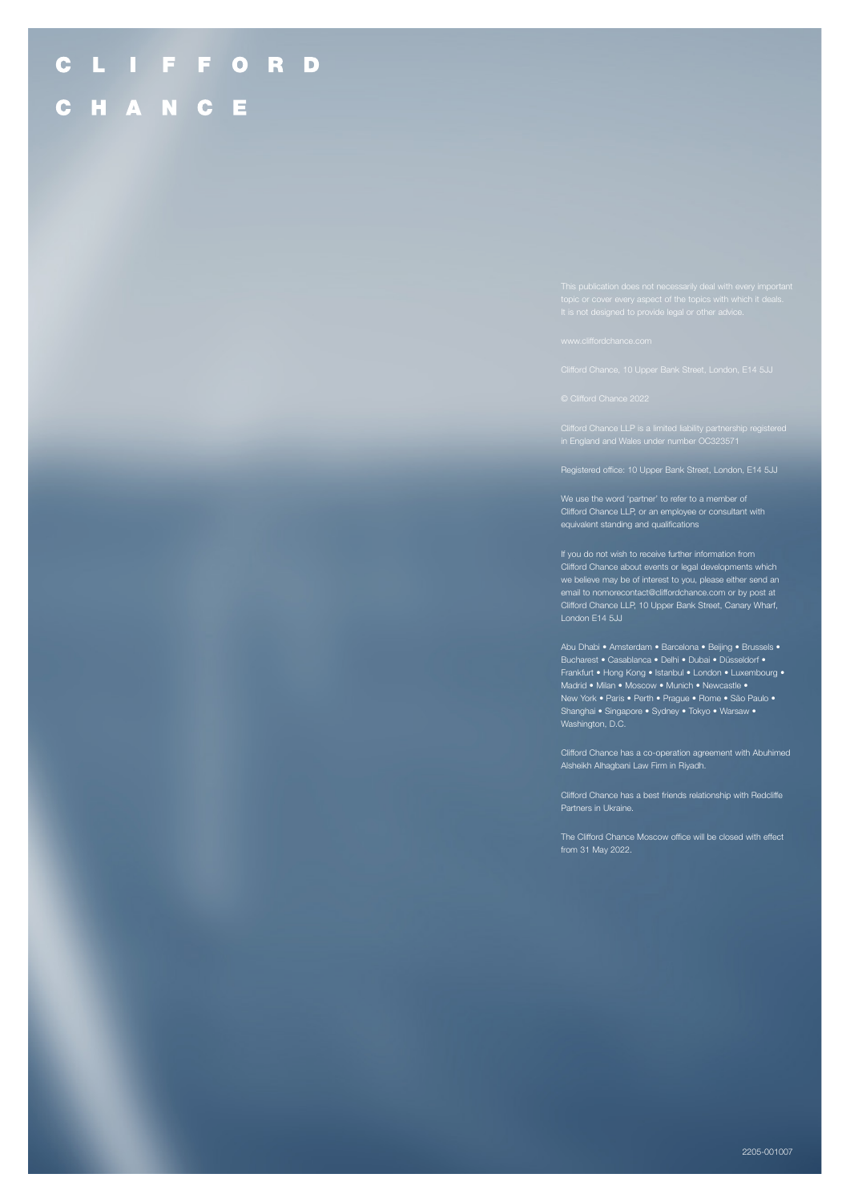# C L I F F O R D

# C H A N C E

This publication does not necessarily deal with every important topic or cover every aspect of the topics with which it deals. It is not designed to provide legal or other advice.

www.cliffordchance.com

Clifford Chance, 10 Upper Bank Street, London, E14 5JJ

© Clifford Chance 2022

Clifford Chance LLP is a limited liability partnership registered in England and Wales under number OC323571

Registered office: 10 Upper Bank Street, London, E14 5JJ

We use the word 'partner' to refer to a member of Clifford Chance LLP, or an employee or consultant with equivalent standing and qualifications

If you do not wish to receive further information from Clifford Chance about events or legal developments which we believe may be of interest to you, please either send an email to nomorecontact@cliffordchance.com or by post at Clifford Chance LLP, 10 Upper Bank Street, Canary Wharf, London E14 5JJ

Abu Dhabi • Amsterdam • Barcelona • Beijing • Brussels • Bucharest • Casablanca • Delhi • Dubai • Düsseldorf • Frankfurt • Hong Kong • Istanbul • London • Luxembourg • Madrid • Milan • Moscow • Munich • Newcastle • New York • Paris • Perth • Prague • Rome • São Paulo • Shanghai • Singapore • Sydney • Tokyo • Warsaw • Washington, D.C.

Clifford Chance has a co-operation agreement with Abuhimed Alsheikh Alhagbani Law Firm in Riyadh.

Clifford Chance has a best friends relationship with Redcliffe Partners in Ukraine.

The Clifford Chance Moscow office will be closed with effect from 31 May 2022.

2205-001007